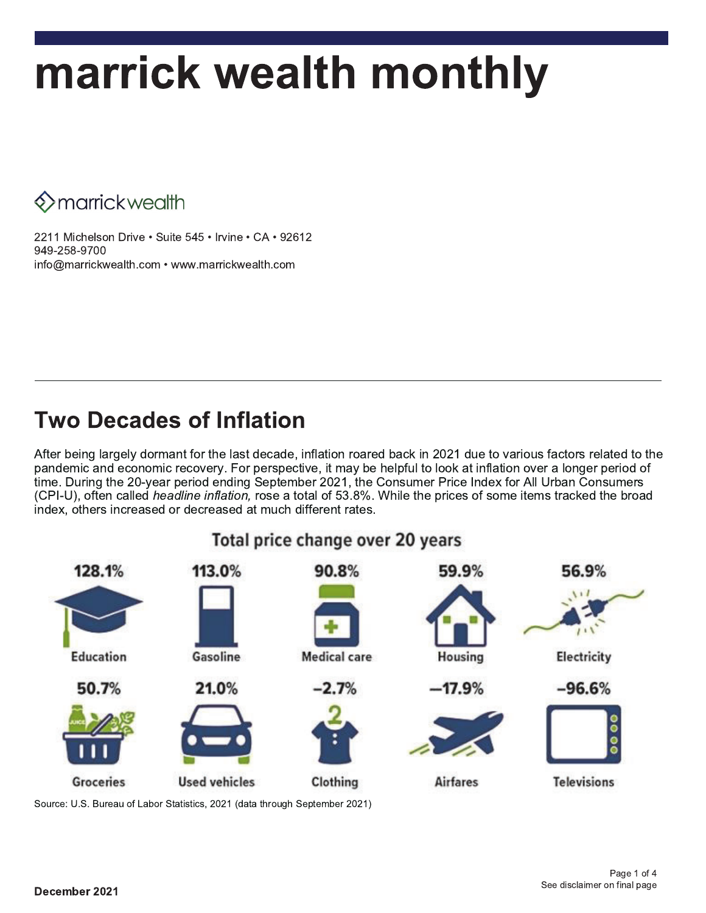# marrick wealth monthly

marrickwealth

2211 Michelson Drive • Suite 545 • Irvine • CA • 92612
949-258-9700
info@marrickwealth.com • www.marrickwealth.com

---

## Two Decades of Inflation

After being largely dormant for the last decade, inflation roared back in 2021 due to various factors related to the pandemic and economic recovery. For perspective, it may be helpful to look at inflation over a longer period of time. During the 20-year period ending September 2021, the Consumer Price Index for All Urban Consumers (CPI-U), often called *headline inflation,* rose a total of 53.8%. While the prices of some items tracked the broad index, others increased or decreased at much different rates.

**Total price change over 20 years**

| Item | Total price change |
|---|---|
| Education | 128.1% |
| Gasoline | 113.0% |
| Medical care | 90.8% |
| Housing | 59.9% |
| Electricity | 56.9% |
| Groceries | 50.7% |
| Used vehicles | 21.0% |
| Clothing | –2.7% |
| Airfares | –17.9% |
| Televisions | –96.6% |

Source: U.S. Bureau of Labor Statistics, 2021 (data through September 2021)

**December 2021**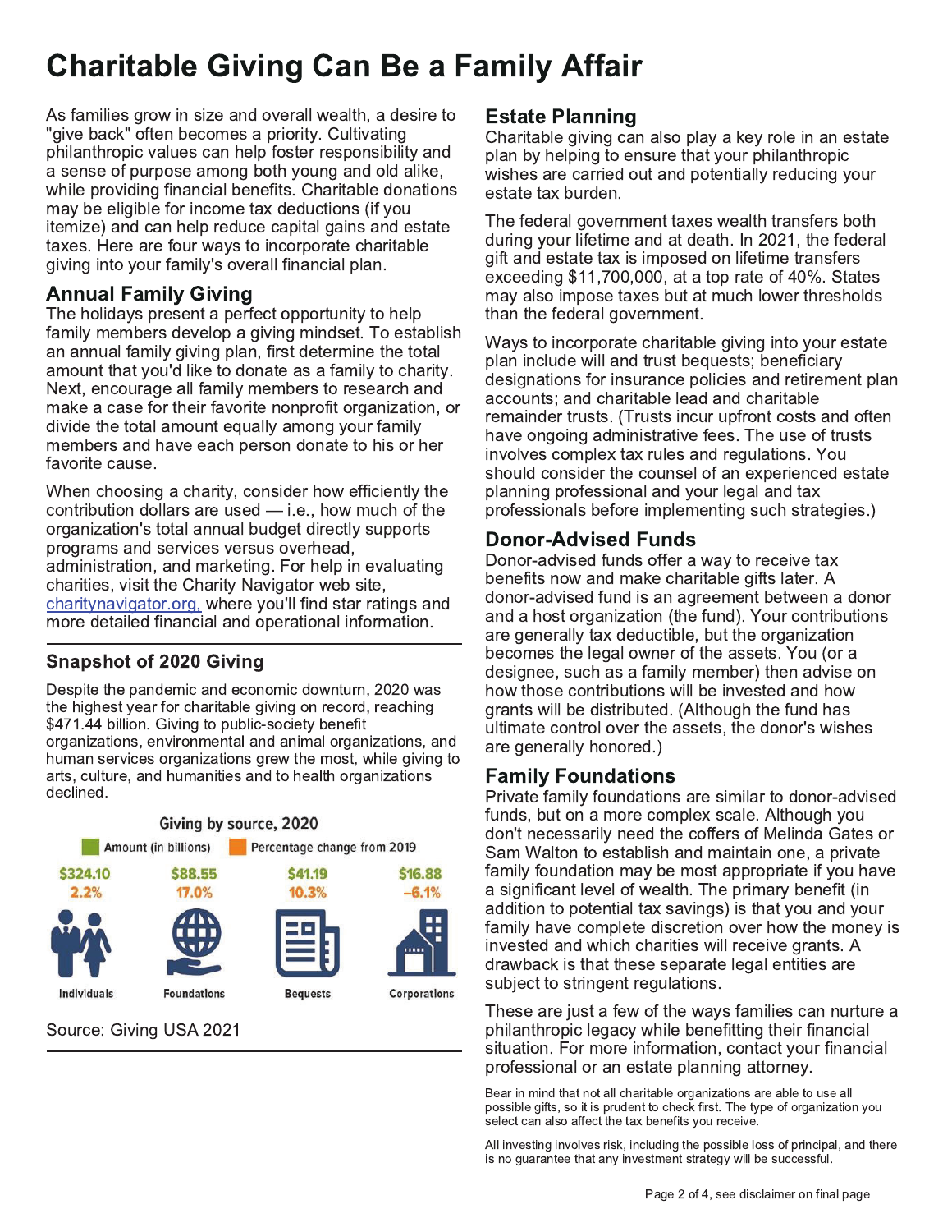# Charitable Giving Can Be a Family Affair

As families grow in size and overall wealth, a desire to "give back" often becomes a priority. Cultivating philanthropic values can help foster responsibility and a sense of purpose among both young and old alike, while providing financial benefits. Charitable donations may be eligible for income tax deductions (if you itemize) and can help reduce capital gains and estate taxes. Here are four ways to incorporate charitable giving into your family's overall financial plan.

## Annual Family Giving

The holidays present a perfect opportunity to help family members develop a giving mindset. To establish an annual family giving plan, first determine the total amount that you'd like to donate as a family to charity. Next, encourage all family members to research and make a case for their favorite nonprofit organization, or divide the total amount equally among your family members and have each person donate to his or her favorite cause.

When choosing a charity, consider how efficiently the contribution dollars are used — i.e., how much of the organization's total annual budget directly supports programs and services versus overhead, administration, and marketing. For help in evaluating charities, visit the Charity Navigator web site, charitynavigator.org, where you'll find star ratings and more detailed financial and operational information.

### Snapshot of 2020 Giving

Despite the pandemic and economic downturn, 2020 was the highest year for charitable giving on record, reaching $471.44 billion. Giving to public-society benefit organizations, environmental and animal organizations, and human services organizations grew the most, while giving to arts, culture, and humanities and to health organizations declined.

**Giving by source, 2020**

| | Individuals | Foundations | Bequests | Corporations |
|---|---|---|---|---|
| Amount (in billions) | $324.10 | $88.55 | $41.19 | $16.88 |
| Percentage change from 2019 | 2.2% | 17.0% | 10.3% | -6.1% |

Source: Giving USA 2021

## Estate Planning

Charitable giving can also play a key role in an estate plan by helping to ensure that your philanthropic wishes are carried out and potentially reducing your estate tax burden.

The federal government taxes wealth transfers both during your lifetime and at death. In 2021, the federal gift and estate tax is imposed on lifetime transfers exceeding $11,700,000, at a top rate of 40%. States may also impose taxes but at much lower thresholds than the federal government.

Ways to incorporate charitable giving into your estate plan include will and trust bequests; beneficiary designations for insurance policies and retirement plan accounts; and charitable lead and charitable remainder trusts. (Trusts incur upfront costs and often have ongoing administrative fees. The use of trusts involves complex tax rules and regulations. You should consider the counsel of an experienced estate planning professional and your legal and tax professionals before implementing such strategies.)

## Donor-Advised Funds

Donor-advised funds offer a way to receive tax benefits now and make charitable gifts later. A donor-advised fund is an agreement between a donor and a host organization (the fund). Your contributions are generally tax deductible, but the organization becomes the legal owner of the assets. You (or a designee, such as a family member) then advise on how those contributions will be invested and how grants will be distributed. (Although the fund has ultimate control over the assets, the donor's wishes are generally honored.)

## Family Foundations

Private family foundations are similar to donor-advised funds, but on a more complex scale. Although you don't necessarily need the coffers of Melinda Gates or Sam Walton to establish and maintain one, a private family foundation may be most appropriate if you have a significant level of wealth. The primary benefit (in addition to potential tax savings) is that you and your family have complete discretion over how the money is invested and which charities will receive grants. A drawback is that these separate legal entities are subject to stringent regulations.

These are just a few of the ways families can nurture a philanthropic legacy while benefitting their financial situation. For more information, contact your financial professional or an estate planning attorney.

Bear in mind that not all charitable organizations are able to use all possible gifts, so it is prudent to check first. The type of organization you select can also affect the tax benefits you receive.

All investing involves risk, including the possible loss of principal, and there is no guarantee that any investment strategy will be successful.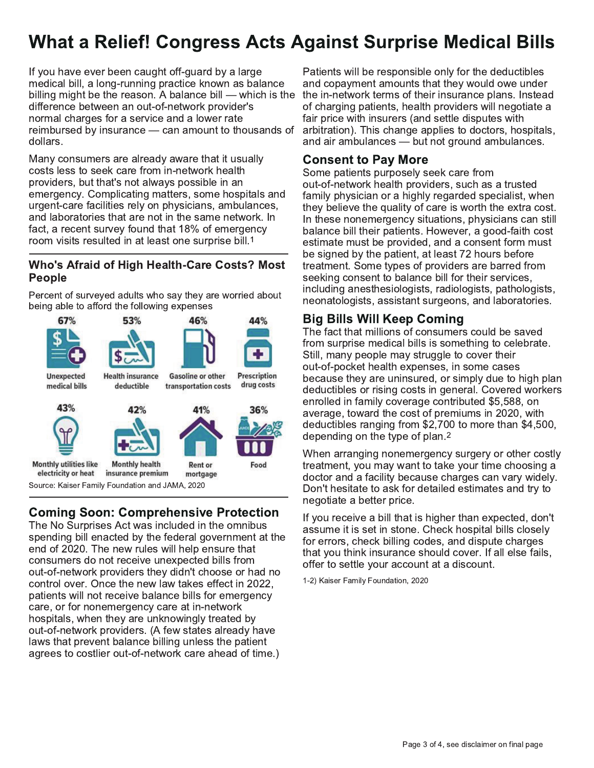# What a Relief! Congress Acts Against Surprise Medical Bills

If you have ever been caught off-guard by a large medical bill, a long-running practice known as balance billing might be the reason. A balance bill — which is the difference between an out-of-network provider's normal charges for a service and a lower rate reimbursed by insurance — can amount to thousands of dollars.

Many consumers are already aware that it usually costs less to seek care from in-network health providers, but that's not always possible in an emergency. Complicating matters, some hospitals and urgent-care facilities rely on physicians, ambulances, and laboratories that are not in the same network. In fact, a recent survey found that 18% of emergency room visits resulted in at least one surprise bill.[1]

### Who's Afraid of High Health-Care Costs? Most People

Percent of surveyed adults who say they are worried about being able to afford the following expenses

| Expense | Percent |
|---|---|
| Unexpected medical bills | 67% |
| Health insurance deductible | 53% |
| Gasoline or other transportation costs | 46% |
| Prescription drug costs | 44% |
| Monthly utilities like electricity or heat | 43% |
| Monthly health insurance premium | 42% |
| Rent or mortgage | 41% |
| Food | 36% |

Source: Kaiser Family Foundation and JAMA, 2020

## Coming Soon: Comprehensive Protection

The No Surprises Act was included in the omnibus spending bill enacted by the federal government at the end of 2020. The new rules will help ensure that consumers do not receive unexpected bills from out-of-network providers they didn't choose or had no control over. Once the new law takes effect in 2022, patients will not receive balance bills for emergency care, or for nonemergency care at in-network hospitals, when they are unknowingly treated by out-of-network providers. (A few states already have laws that prevent balance billing unless the patient agrees to costlier out-of-network care ahead of time.)

Patients will be responsible only for the deductibles and copayment amounts that they would owe under the in-network terms of their insurance plans. Instead of charging patients, health providers will negotiate a fair price with insurers (and settle disputes with arbitration). This change applies to doctors, hospitals, and air ambulances — but not ground ambulances.

## Consent to Pay More

Some patients purposely seek care from out-of-network health providers, such as a trusted family physician or a highly regarded specialist, when they believe the quality of care is worth the extra cost. In these nonemergency situations, physicians can still balance bill their patients. However, a good-faith cost estimate must be provided, and a consent form must be signed by the patient, at least 72 hours before treatment. Some types of providers are barred from seeking consent to balance bill for their services, including anesthesiologists, radiologists, pathologists, neonatologists, assistant surgeons, and laboratories.

## Big Bills Will Keep Coming

The fact that millions of consumers could be saved from surprise medical bills is something to celebrate. Still, many people may struggle to cover their out-of-pocket health expenses, in some cases because they are uninsured, or simply due to high plan deductibles or rising costs in general. Covered workers enrolled in family coverage contributed $5,588, on average, toward the cost of premiums in 2020, with deductibles ranging from $2,700 to more than $4,500, depending on the type of plan.[2]

When arranging nonemergency surgery or other costly treatment, you may want to take your time choosing a doctor and a facility because charges can vary widely. Don't hesitate to ask for detailed estimates and try to negotiate a better price.

If you receive a bill that is higher than expected, don't assume it is set in stone. Check hospital bills closely for errors, check billing codes, and dispute charges that you think insurance should cover. If all else fails, offer to settle your account at a discount.

1-2) Kaiser Family Foundation, 2020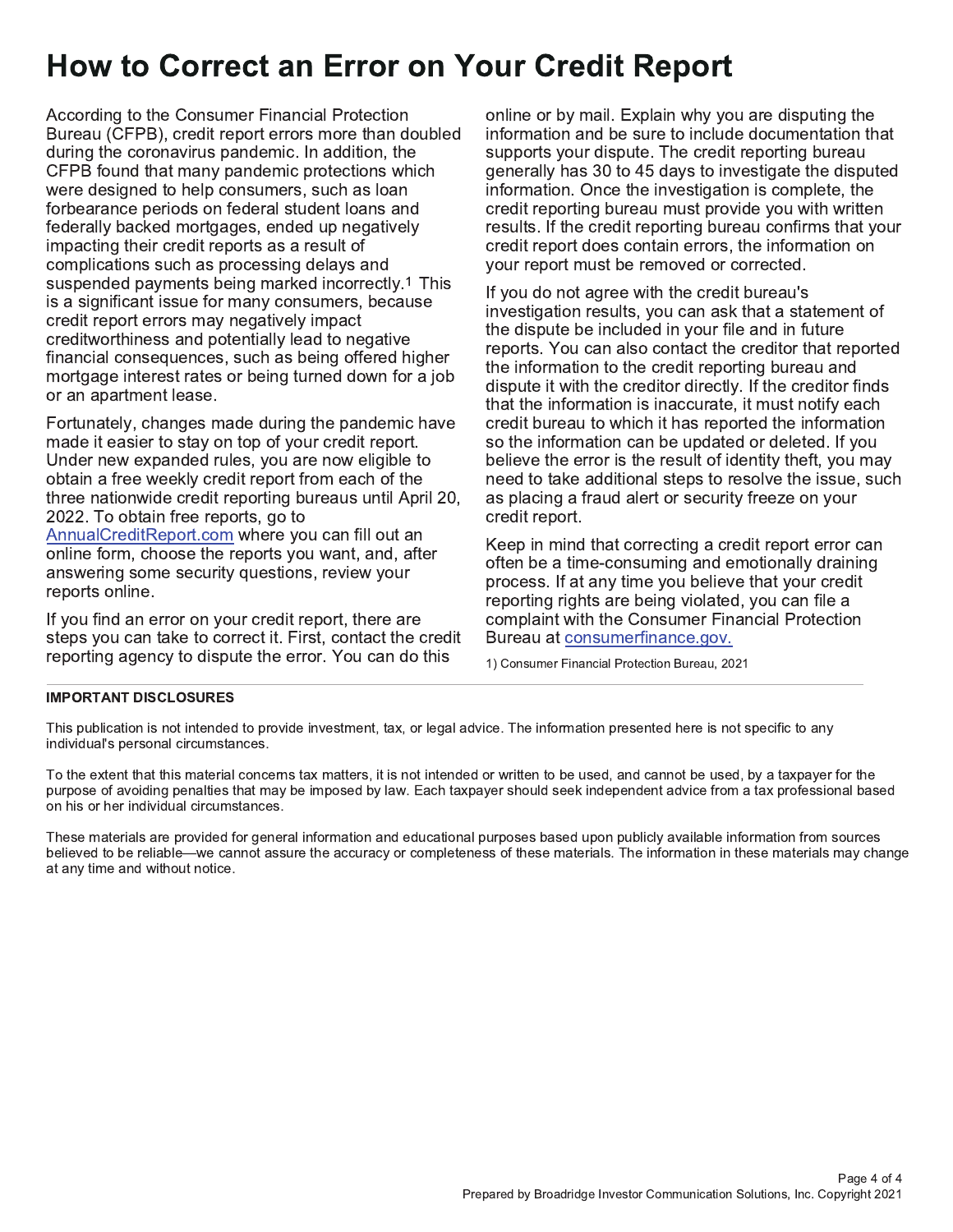# How to Correct an Error on Your Credit Report

According to the Consumer Financial Protection Bureau (CFPB), credit report errors more than doubled during the coronavirus pandemic. In addition, the CFPB found that many pandemic protections which were designed to help consumers, such as loan forbearance periods on federal student loans and federally backed mortgages, ended up negatively impacting their credit reports as a result of complications such as processing delays and suspended payments being marked incorrectly.[1] This is a significant issue for many consumers, because credit report errors may negatively impact creditworthiness and potentially lead to negative financial consequences, such as being offered higher mortgage interest rates or being turned down for a job or an apartment lease.

Fortunately, changes made during the pandemic have made it easier to stay on top of your credit report. Under new expanded rules, you are now eligible to obtain a free weekly credit report from each of the three nationwide credit reporting bureaus until April 20, 2022. To obtain free reports, go to AnnualCreditReport.com where you can fill out an online form, choose the reports you want, and, after answering some security questions, review your reports online.

If you find an error on your credit report, there are steps you can take to correct it. First, contact the credit reporting agency to dispute the error. You can do this online or by mail. Explain why you are disputing the information and be sure to include documentation that supports your dispute. The credit reporting bureau generally has 30 to 45 days to investigate the disputed information. Once the investigation is complete, the credit reporting bureau must provide you with written results. If the credit reporting bureau confirms that your credit report does contain errors, the information on your report must be removed or corrected.

If you do not agree with the credit bureau's investigation results, you can ask that a statement of the dispute be included in your file and in future reports. You can also contact the creditor that reported the information to the credit reporting bureau and dispute it with the creditor directly. If the creditor finds that the information is inaccurate, it must notify each credit bureau to which it has reported the information so the information can be updated or deleted. If you believe the error is the result of identity theft, you may need to take additional steps to resolve the issue, such as placing a fraud alert or security freeze on your credit report.

Keep in mind that correcting a credit report error can often be a time-consuming and emotionally draining process. If at any time you believe that your credit reporting rights are being violated, you can file a complaint with the Consumer Financial Protection Bureau at consumerfinance.gov.

1) Consumer Financial Protection Bureau, 2021

**IMPORTANT DISCLOSURES**

This publication is not intended to provide investment, tax, or legal advice. The information presented here is not specific to any individual's personal circumstances.

To the extent that this material concerns tax matters, it is not intended or written to be used, and cannot be used, by a taxpayer for the purpose of avoiding penalties that may be imposed by law. Each taxpayer should seek independent advice from a tax professional based on his or her individual circumstances.

These materials are provided for general information and educational purposes based upon publicly available information from sources believed to be reliable—we cannot assure the accuracy or completeness of these materials. The information in these materials may change at any time and without notice.

Prepared by Broadridge Investor Communication Solutions, Inc. Copyright 2021